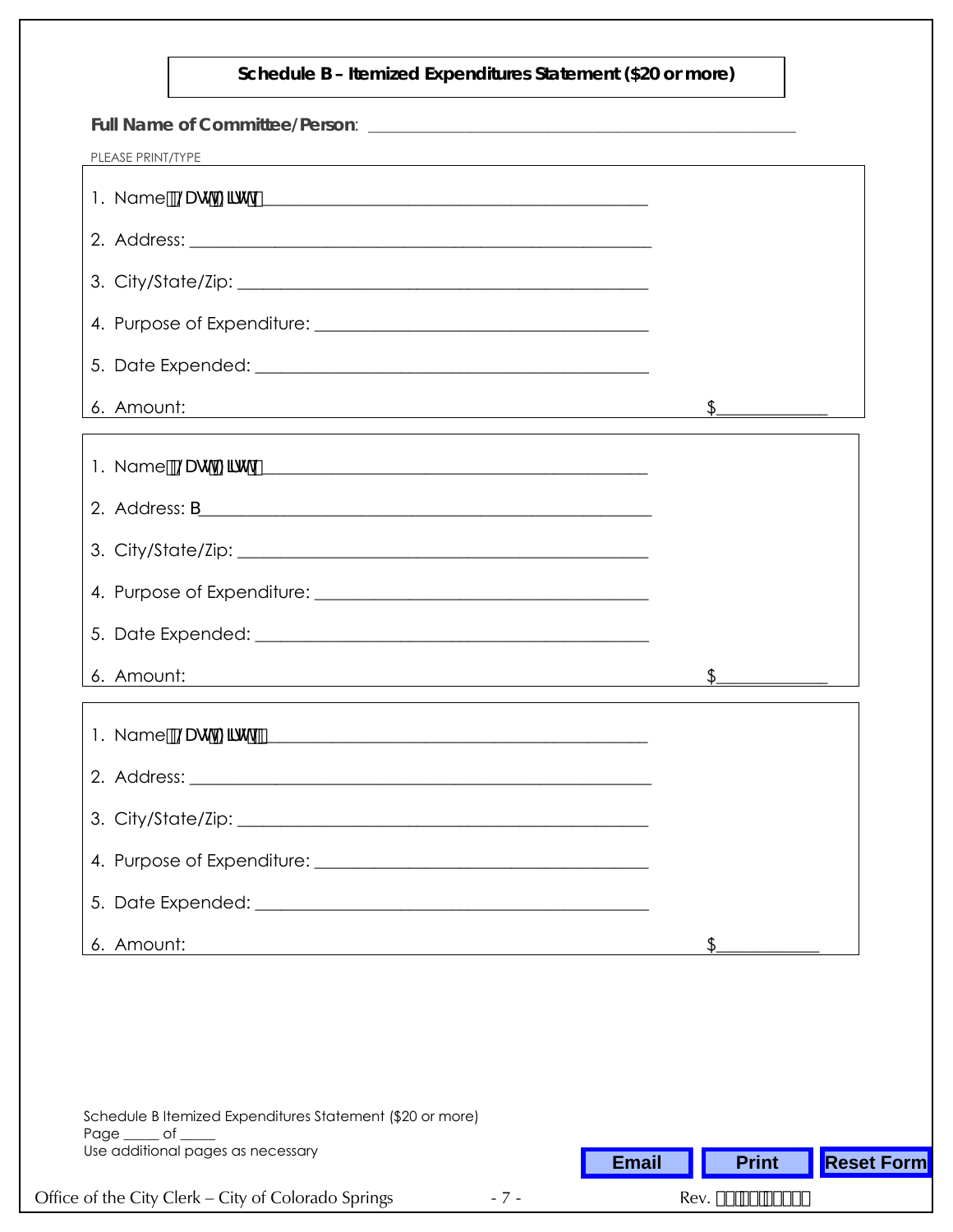**Schedule B – Itemized Expenditures Statement ($20 or more)**

**Full Name of Committee/Person**: ____________________________________________

PLEASE PRINT/TYPE

1. Name: ____________________________________________
2. Address: ____________________________________________
3. City/State/Zip: ____________________________________________
4. Purpose of Expenditure: ____________________________________
5. Date Expended: ____________________________________________
6. Amount: $____________

1. Name: ____________________________________________
2. Address: B____________________________________________
3. City/State/Zip: ____________________________________________
4. Purpose of Expenditure: ____________________________________
5. Date Expended: ____________________________________________
6. Amount: $____________

1. Name: ____________________________________________
2. Address: ____________________________________________
3. City/State/Zip: ____________________________________________
4. Purpose of Expenditure: ____________________________________
5. Date Expended: ____________________________________________
6. Amount: $___________

Schedule B Itemized Expenditures Statement ($20 or more)
Page _____ of _____
Use additional pages as necessary

Email | Print | Reset Form

Office of the City Clerk – City of Colorado Springs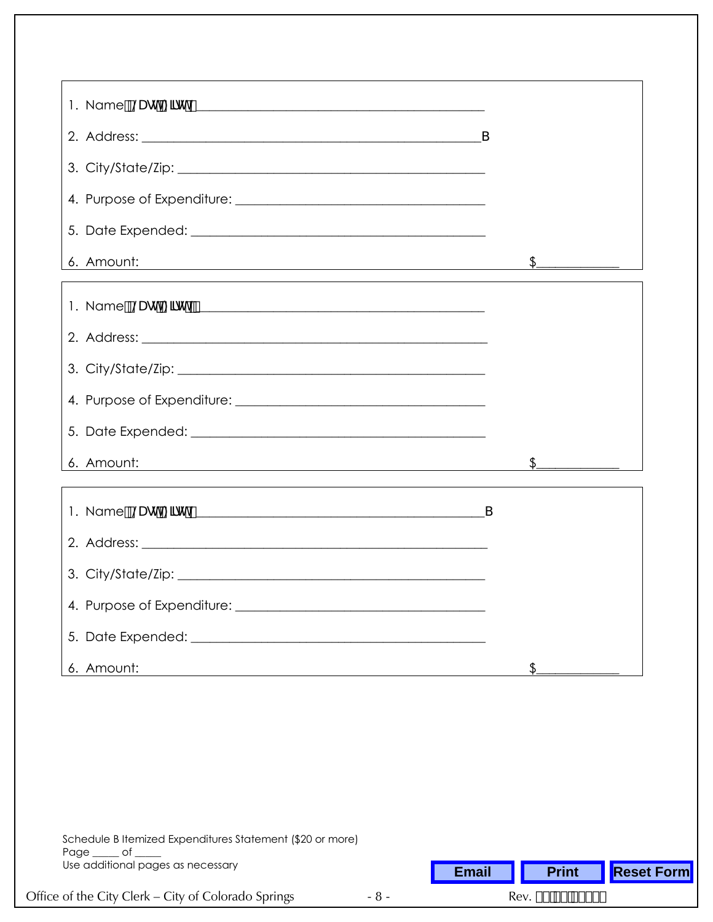1. Name: _______________________________________________

2. Address: _______________________________________________B

3. City/State/Zip: _______________________________________________

4. Purpose of Expenditure: _______________________________________________

5. Date Expended: _______________________________________________

6. Amount: $____________

---

1. Name: _______________________________________________

2. Address: _______________________________________________

3. City/State/Zip: _______________________________________________

4. Purpose of Expenditure: _______________________________________________

5. Date Expended: _______________________________________________

6. Amount: $____________

---

1. Name: _______________________________________________B

2. Address: _______________________________________________

3. City/State/Zip: _______________________________________________

4. Purpose of Expenditure: _______________________________________________

5. Date Expended: _______________________________________________

6. Amount: $____________

---

Schedule B Itemized Expenditures Statement ($20 or more)
Page _____ of _____
Use additional pages as necessary

Email | Print | Reset Form

Office of the City Clerk – City of Colorado Springs